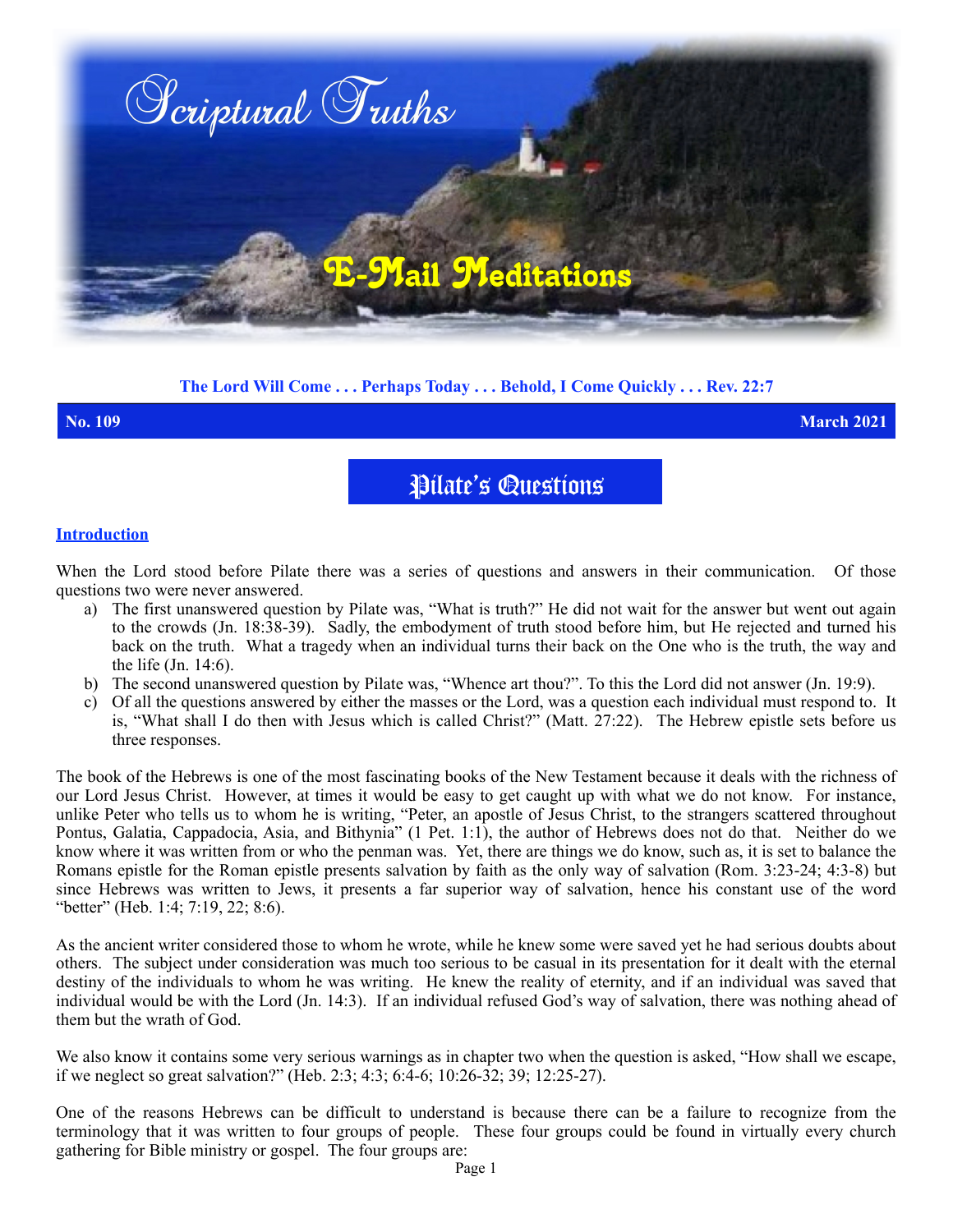# Scriptural Truths

## E-Mail Meditations

**The Lord Will Come . . . Perhaps Today . . . Behold, I Come Quickly . . . Rev. 22:7**

**No. 109** **March 2021**

# Pilate's Questions

**Introduction**

When the Lord stood before Pilate there was a series of questions and answers in their communication. Of those questions two were never answered.

a) The first unanswered question by Pilate was, "What is truth?" He did not wait for the answer but went out again to the crowds (Jn. 18:38-39). Sadly, the embodiment of truth stood before him, but He rejected and turned his back on the truth. What a tragedy when an individual turns their back on the One who is the truth, the way and the life (Jn. 14:6).

b) The second unanswered question by Pilate was, "Whence art thou?". To this the Lord did not answer (Jn. 19:9).

c) Of all the questions answered by either the masses or the Lord, was a question each individual must respond to. It is, "What shall I do then with Jesus which is called Christ?" (Matt. 27:22). The Hebrew epistle sets before us three responses.

The book of the Hebrews is one of the most fascinating books of the New Testament because it deals with the richness of our Lord Jesus Christ. However, at times it would be easy to get caught up with what we do not know. For instance, unlike Peter who tells us to whom he is writing, "Peter, an apostle of Jesus Christ, to the strangers scattered throughout Pontus, Galatia, Cappadocia, Asia, and Bithynia" (1 Pet. 1:1), the author of Hebrews does not do that. Neither do we know where it was written from or who the penman was. Yet, there are things we do know, such as, it is set to balance the Romans epistle for the Roman epistle presents salvation by faith as the only way of salvation (Rom. 3:23-24; 4:3-8) but since Hebrews was written to Jews, it presents a far superior way of salvation, hence his constant use of the word "better" (Heb. 1:4; 7:19, 22; 8:6).

As the ancient writer considered those to whom he wrote, while he knew some were saved yet he had serious doubts about others. The subject under consideration was much too serious to be casual in its presentation for it dealt with the eternal destiny of the individuals to whom he was writing. He knew the reality of eternity, and if an individual was saved that individual would be with the Lord (Jn. 14:3). If an individual refused God's way of salvation, there was nothing ahead of them but the wrath of God.

We also know it contains some very serious warnings as in chapter two when the question is asked, "How shall we escape, if we neglect so great salvation?" (Heb. 2:3; 4:3; 6:4-6; 10:26-32; 39; 12:25-27).

One of the reasons Hebrews can be difficult to understand is because there can be a failure to recognize from the terminology that it was written to four groups of people. These four groups could be found in virtually every church gathering for Bible ministry or gospel. The four groups are: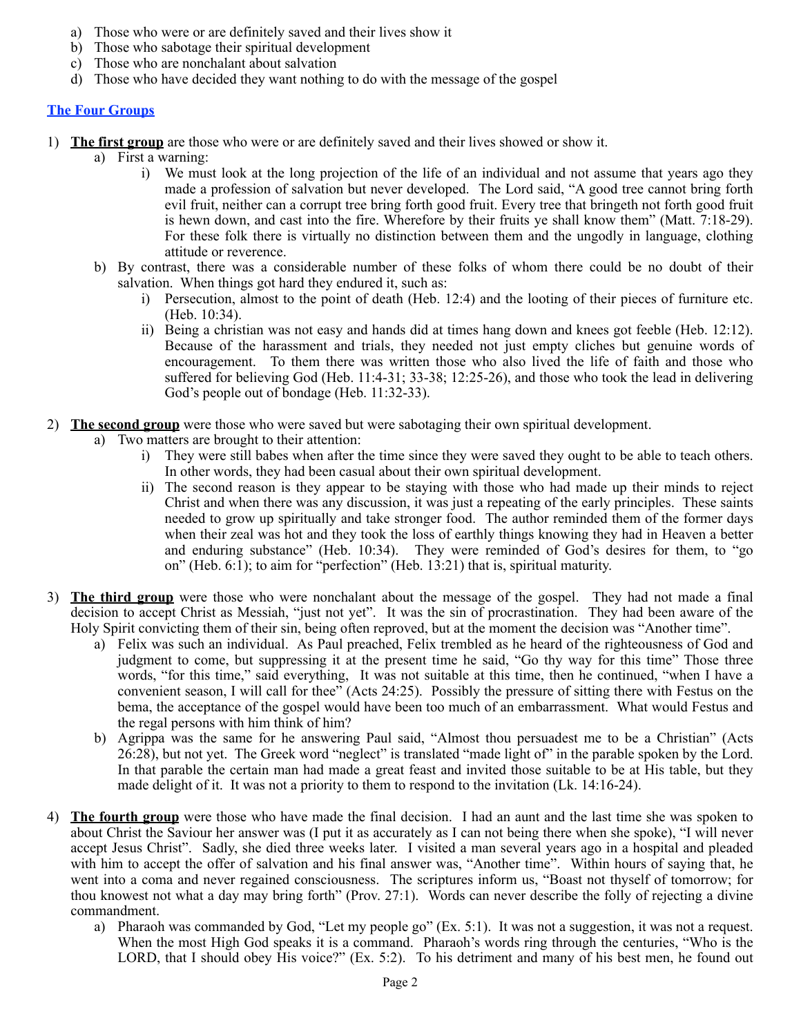a) Those who were or are definitely saved and their lives show it
b) Those who sabotage their spiritual development
c) Those who are nonchalant about salvation
d) Those who have decided they want nothing to do with the message of the gospel

## The Four Groups

1) **The first group** are those who were or are definitely saved and their lives showed or show it.
   a) First a warning:
      i) We must look at the long projection of the life of an individual and not assume that years ago they made a profession of salvation but never developed. The Lord said, "A good tree cannot bring forth evil fruit, neither can a corrupt tree bring forth good fruit. Every tree that bringeth not forth good fruit is hewn down, and cast into the fire. Wherefore by their fruits ye shall know them" (Matt. 7:18-29). For these folk there is virtually no distinction between them and the ungodly in language, clothing attitude or reverence.
   b) By contrast, there was a considerable number of these folks of whom there could be no doubt of their salvation. When things got hard they endured it, such as:
      i) Persecution, almost to the point of death (Heb. 12:4) and the looting of their pieces of furniture etc. (Heb. 10:34).
      ii) Being a christian was not easy and hands did at times hang down and knees got feeble (Heb. 12:12). Because of the harassment and trials, they needed not just empty cliches but genuine words of encouragement. To them there was written those who also lived the life of faith and those who suffered for believing God (Heb. 11:4-31; 33-38; 12:25-26), and those who took the lead in delivering God's people out of bondage (Heb. 11:32-33).

2) **The second group** were those who were saved but were sabotaging their own spiritual development.
   a) Two matters are brought to their attention:
      i) They were still babes when after the time since they were saved they ought to be able to teach others. In other words, they had been casual about their own spiritual development.
      ii) The second reason is they appear to be staying with those who had made up their minds to reject Christ and when there was any discussion, it was just a repeating of the early principles. These saints needed to grow up spiritually and take stronger food. The author reminded them of the former days when their zeal was hot and they took the loss of earthly things knowing they had in Heaven a better and enduring substance" (Heb. 10:34). They were reminded of God's desires for them, to "go on" (Heb. 6:1); to aim for "perfection" (Heb. 13:21) that is, spiritual maturity.

3) **The third group** were those who were nonchalant about the message of the gospel. They had not made a final decision to accept Christ as Messiah, "just not yet". It was the sin of procrastination. They had been aware of the Holy Spirit convicting them of their sin, being often reproved, but at the moment the decision was "Another time".
   a) Felix was such an individual. As Paul preached, Felix trembled as he heard of the righteousness of God and judgment to come, but suppressing it at the present time he said, "Go thy way for this time" Those three words, "for this time," said everything, It was not suitable at this time, then he continued, "when I have a convenient season, I will call for thee" (Acts 24:25). Possibly the pressure of sitting there with Festus on the bema, the acceptance of the gospel would have been too much of an embarrassment. What would Festus and the regal persons with him think of him?
   b) Agrippa was the same for he answering Paul said, "Almost thou persuadest me to be a Christian" (Acts 26:28), but not yet. The Greek word "neglect" is translated "made light of" in the parable spoken by the Lord. In that parable the certain man had made a great feast and invited those suitable to be at His table, but they made delight of it. It was not a priority to them to respond to the invitation (Lk. 14:16-24).

4) **The fourth group** were those who have made the final decision. I had an aunt and the last time she was spoken to about Christ the Saviour her answer was (I put it as accurately as I can not being there when she spoke), "I will never accept Jesus Christ". Sadly, she died three weeks later. I visited a man several years ago in a hospital and pleaded with him to accept the offer of salvation and his final answer was, "Another time". Within hours of saying that, he went into a coma and never regained consciousness. The scriptures inform us, "Boast not thyself of tomorrow; for thou knowest not what a day may bring forth" (Prov. 27:1). Words can never describe the folly of rejecting a divine commandment.
   a) Pharaoh was commanded by God, "Let my people go" (Ex. 5:1). It was not a suggestion, it was not a request. When the most High God speaks it is a command. Pharaoh's words ring through the centuries, "Who is the LORD, that I should obey His voice?" (Ex. 5:2). To his detriment and many of his best men, he found out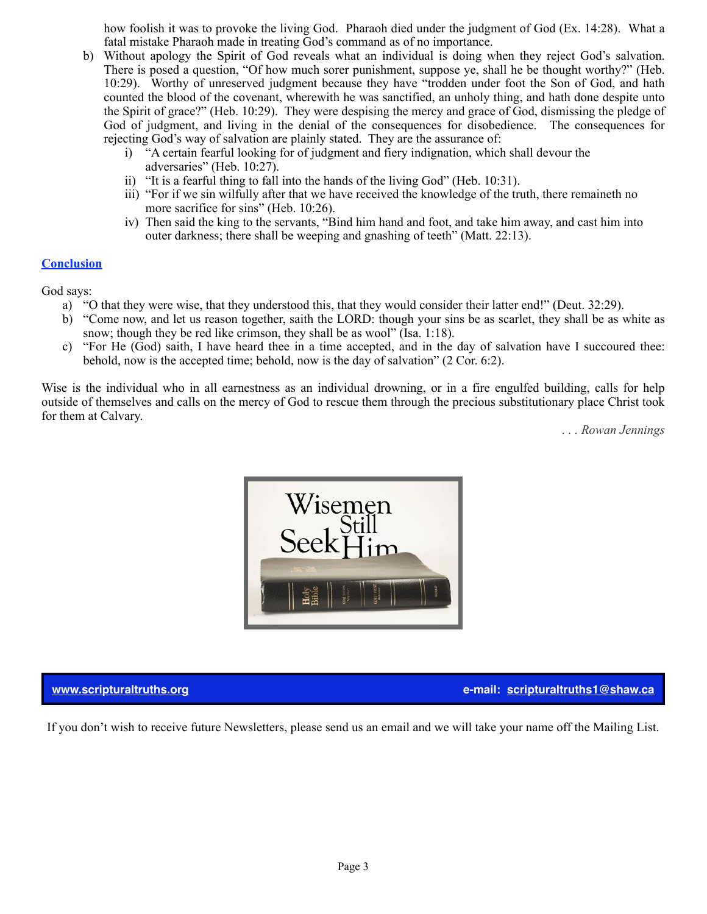how foolish it was to provoke the living God. Pharaoh died under the judgment of God (Ex. 14:28). What a fatal mistake Pharaoh made in treating God's command as of no importance.

b) Without apology the Spirit of God reveals what an individual is doing when they reject God's salvation. There is posed a question, "Of how much sorer punishment, suppose ye, shall he be thought worthy?" (Heb. 10:29). Worthy of unreserved judgment because they have "trodden under foot the Son of God, and hath counted the blood of the covenant, wherewith he was sanctified, an unholy thing, and hath done despite unto the Spirit of grace?" (Heb. 10:29). They were despising the mercy and grace of God, dismissing the pledge of God of judgment, and living in the denial of the consequences for disobedience. The consequences for rejecting God's way of salvation are plainly stated. They are the assurance of:
   - i) "A certain fearful looking for of judgment and fiery indignation, which shall devour the adversaries" (Heb. 10:27).
   - ii) "It is a fearful thing to fall into the hands of the living God" (Heb. 10:31).
   - iii) "For if we sin wilfully after that we have received the knowledge of the truth, there remaineth no more sacrifice for sins" (Heb. 10:26).
   - iv) Then said the king to the servants, "Bind him hand and foot, and take him away, and cast him into outer darkness; there shall be weeping and gnashing of teeth" (Matt. 22:13).

## Conclusion

God says:

a) "O that they were wise, that they understood this, that they would consider their latter end!" (Deut. 32:29).

b) "Come now, and let us reason together, saith the LORD: though your sins be as scarlet, they shall be as white as snow; though they be red like crimson, they shall be as wool" (Isa. 1:18).

c) "For He (God) saith, I have heard thee in a time accepted, and in the day of salvation have I succoured thee: behold, now is the accepted time; behold, now is the day of salvation" (2 Cor. 6:2).

Wise is the individual who in all earnestness as an individual drowning, or in a fire engulfed building, calls for help outside of themselves and calls on the mercy of God to rescue them through the precious substitutionary place Christ took for them at Calvary.

*. . . Rowan Jennings*

Wisemen Still Seek Him

**www.scripturaltruths.org** **e-mail: scripturaltruths1@shaw.ca**

If you don't wish to receive future Newsletters, please send us an email and we will take your name off the Mailing List.